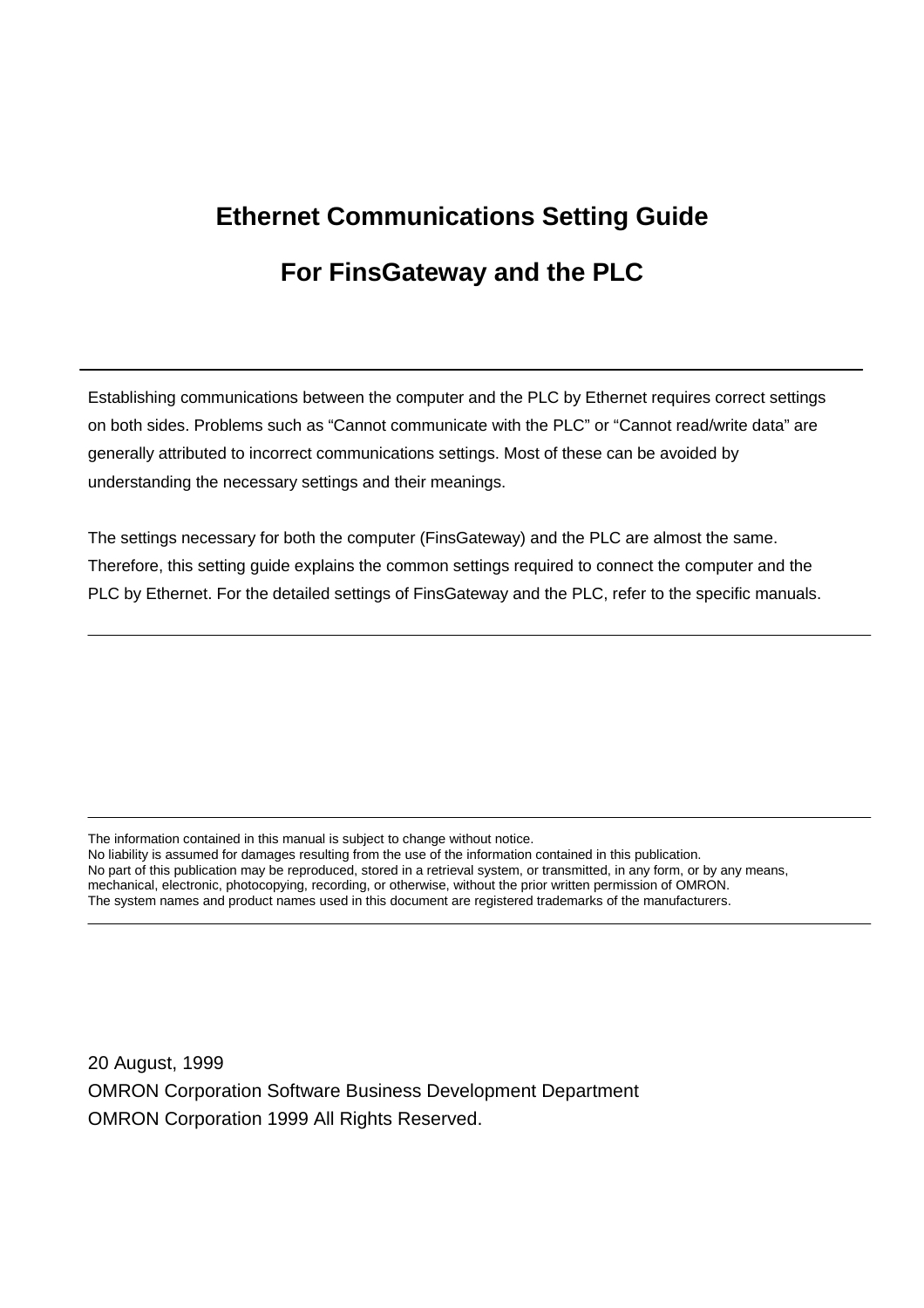# Ethernet Communications Setting Guide

# For FinsGateway and the PLC

---

Establishing communications between the computer and the PLC by Ethernet requires correct settings on both sides. Problems such as “Cannot communicate with the PLC” or “Cannot read/write data” are generally attributed to incorrect communications settings. Most of these can be avoided by understanding the necessary settings and their meanings.

The settings necessary for both the computer (FinsGateway) and the PLC are almost the same. Therefore, this setting guide explains the common settings required to connect the computer and the PLC by Ethernet. For the detailed settings of FinsGateway and the PLC, refer to the specific manuals.

---

---

The information contained in this manual is subject to change without notice.
No liability is assumed for damages resulting from the use of the information contained in this publication.
No part of this publication may be reproduced, stored in a retrieval system, or transmitted, in any form, or by any means, mechanical, electronic, photocopying, recording, or otherwise, without the prior written permission of OMRON.
The system names and product names used in this document are registered trademarks of the manufacturers.

---

20 August, 1999
OMRON Corporation Software Business Development Department
OMRON Corporation 1999 All Rights Reserved.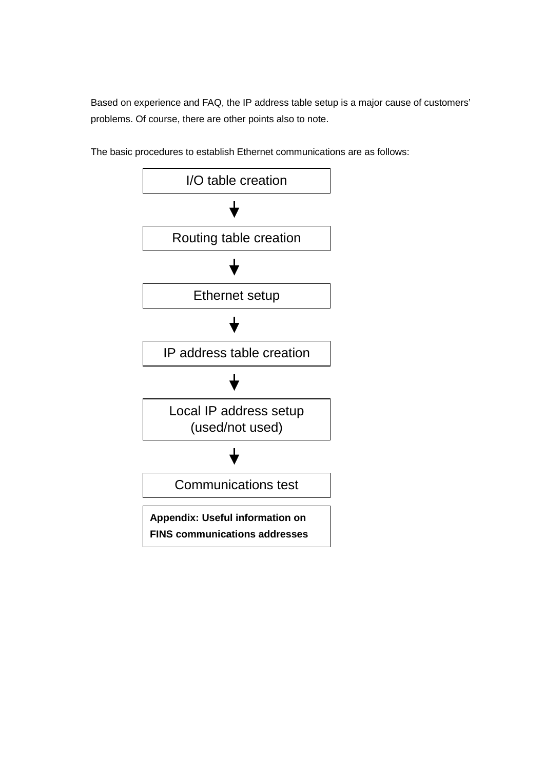Based on experience and FAQ, the IP address table setup is a major cause of customers' problems. Of course, there are other points also to note.

The basic procedures to establish Ethernet communications are as follows:

I/O table creation

↓

Routing table creation

↓

Ethernet setup

↓

IP address table creation

↓

Local IP address setup (used/not used)

↓

Communications test

**Appendix: Useful information on FINS communications addresses**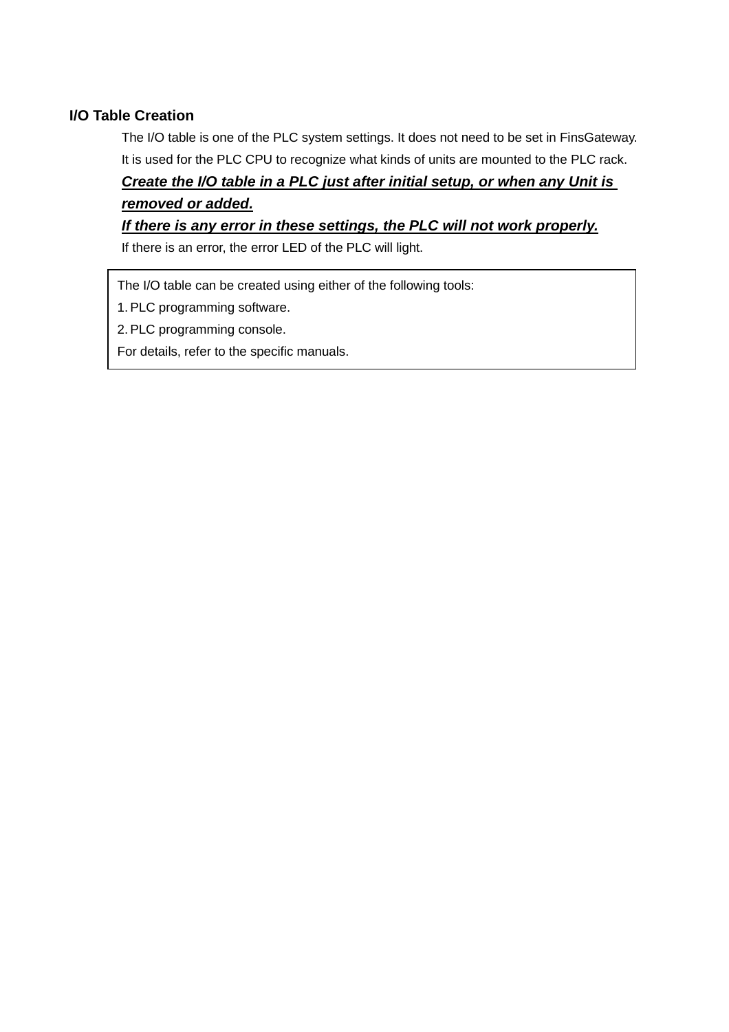### I/O Table Creation

The I/O table is one of the PLC system settings. It does not need to be set in FinsGateway.
It is used for the PLC CPU to recognize what kinds of units are mounted to the PLC rack.

***Create the I/O table in a PLC just after initial setup, or when any Unit is removed or added.***

***If there is any error in these settings, the PLC will not work properly.***

If there is an error, the error LED of the PLC will light.

> The I/O table can be created using either of the following tools:
>
> 1. PLC programming software.
> 2. PLC programming console.
>
> For details, refer to the specific manuals.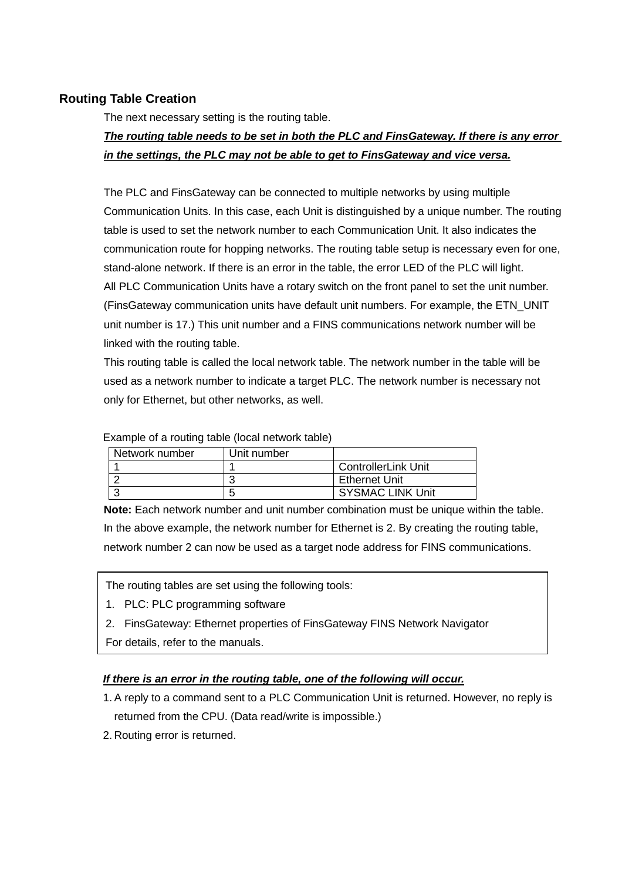## Routing Table Creation

The next necessary setting is the routing table.

***The routing table needs to be set in both the PLC and FinsGateway. If there is any error in the settings, the PLC may not be able to get to FinsGateway and vice versa.***

The PLC and FinsGateway can be connected to multiple networks by using multiple Communication Units. In this case, each Unit is distinguished by a unique number. The routing table is used to set the network number to each Communication Unit. It also indicates the communication route for hopping networks. The routing table setup is necessary even for one, stand-alone network. If there is an error in the table, the error LED of the PLC will light.
All PLC Communication Units have a rotary switch on the front panel to set the unit number. (FinsGateway communication units have default unit numbers. For example, the ETN_UNIT unit number is 17.) This unit number and a FINS communications network number will be linked with the routing table.
This routing table is called the local network table. The network number in the table will be used as a network number to indicate a target PLC. The network number is necessary not only for Ethernet, but other networks, as well.

Example of a routing table (local network table)

| Network number | Unit number | |
|---|---|---|
| 1 | 1 | ControllerLink Unit |
| 2 | 3 | Ethernet Unit |
| 3 | 5 | SYSMAC LINK Unit |

**Note:** Each network number and unit number combination must be unique within the table.
In the above example, the network number for Ethernet is 2. By creating the routing table, network number 2 can now be used as a target node address for FINS communications.

The routing tables are set using the following tools:

1. PLC: PLC programming software
2. FinsGateway: Ethernet properties of FinsGateway FINS Network Navigator

For details, refer to the manuals.

***If there is an error in the routing table, one of the following will occur.***

1. A reply to a command sent to a PLC Communication Unit is returned. However, no reply is returned from the CPU. (Data read/write is impossible.)
2. Routing error is returned.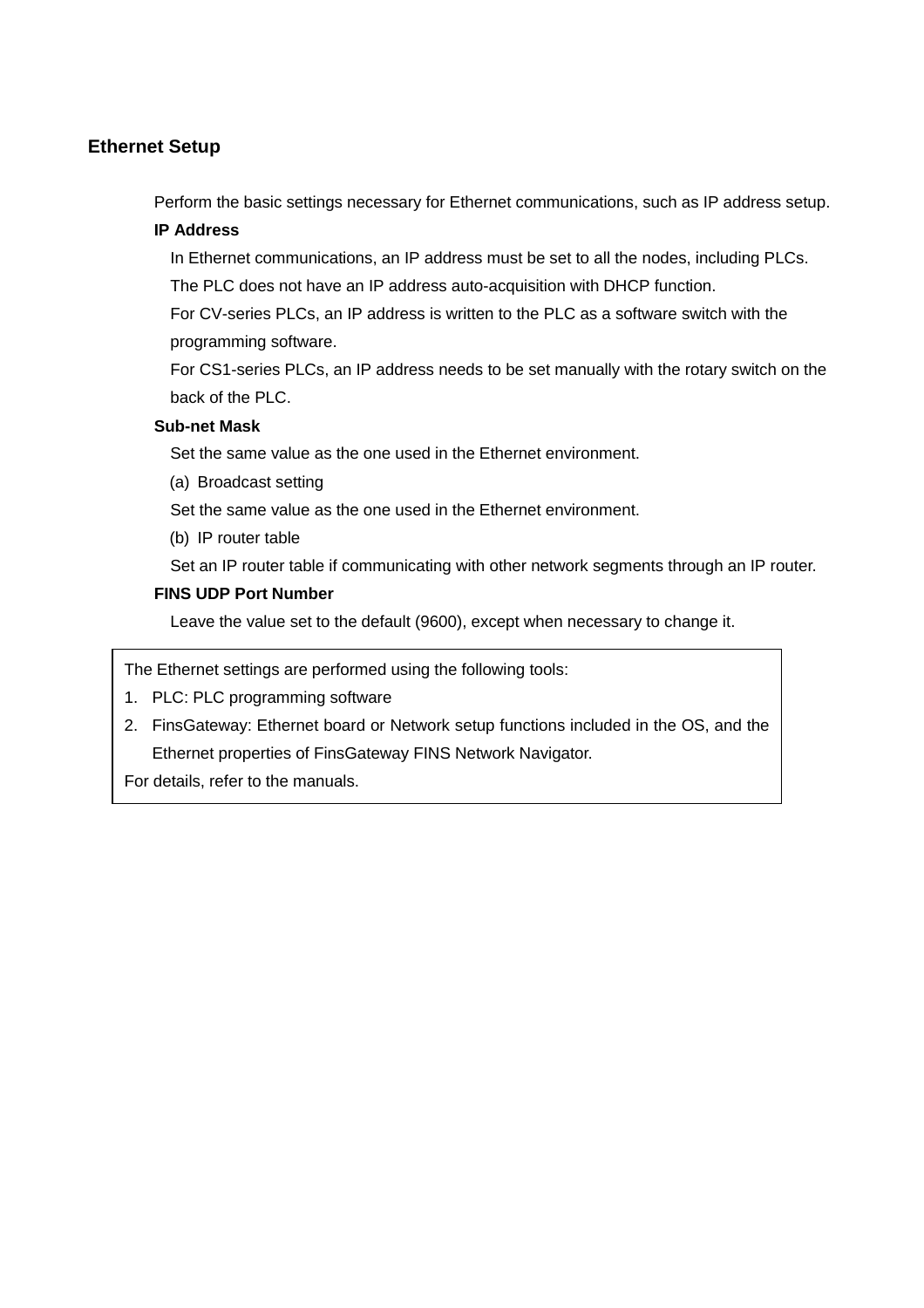## Ethernet Setup

Perform the basic settings necessary for Ethernet communications, such as IP address setup.

**IP Address**

In Ethernet communications, an IP address must be set to all the nodes, including PLCs.
The PLC does not have an IP address auto-acquisition with DHCP function.
For CV-series PLCs, an IP address is written to the PLC as a software switch with the programming software.
For CS1-series PLCs, an IP address needs to be set manually with the rotary switch on the back of the PLC.

**Sub-net Mask**

Set the same value as the one used in the Ethernet environment.

(a) Broadcast setting

Set the same value as the one used in the Ethernet environment.

(b) IP router table

Set an IP router table if communicating with other network segments through an IP router.

**FINS UDP Port Number**

Leave the value set to the default (9600), except when necessary to change it.

> The Ethernet settings are performed using the following tools:
>
> 1. PLC: PLC programming software
> 2. FinsGateway: Ethernet board or Network setup functions included in the OS, and the Ethernet properties of FinsGateway FINS Network Navigator.
>
> For details, refer to the manuals.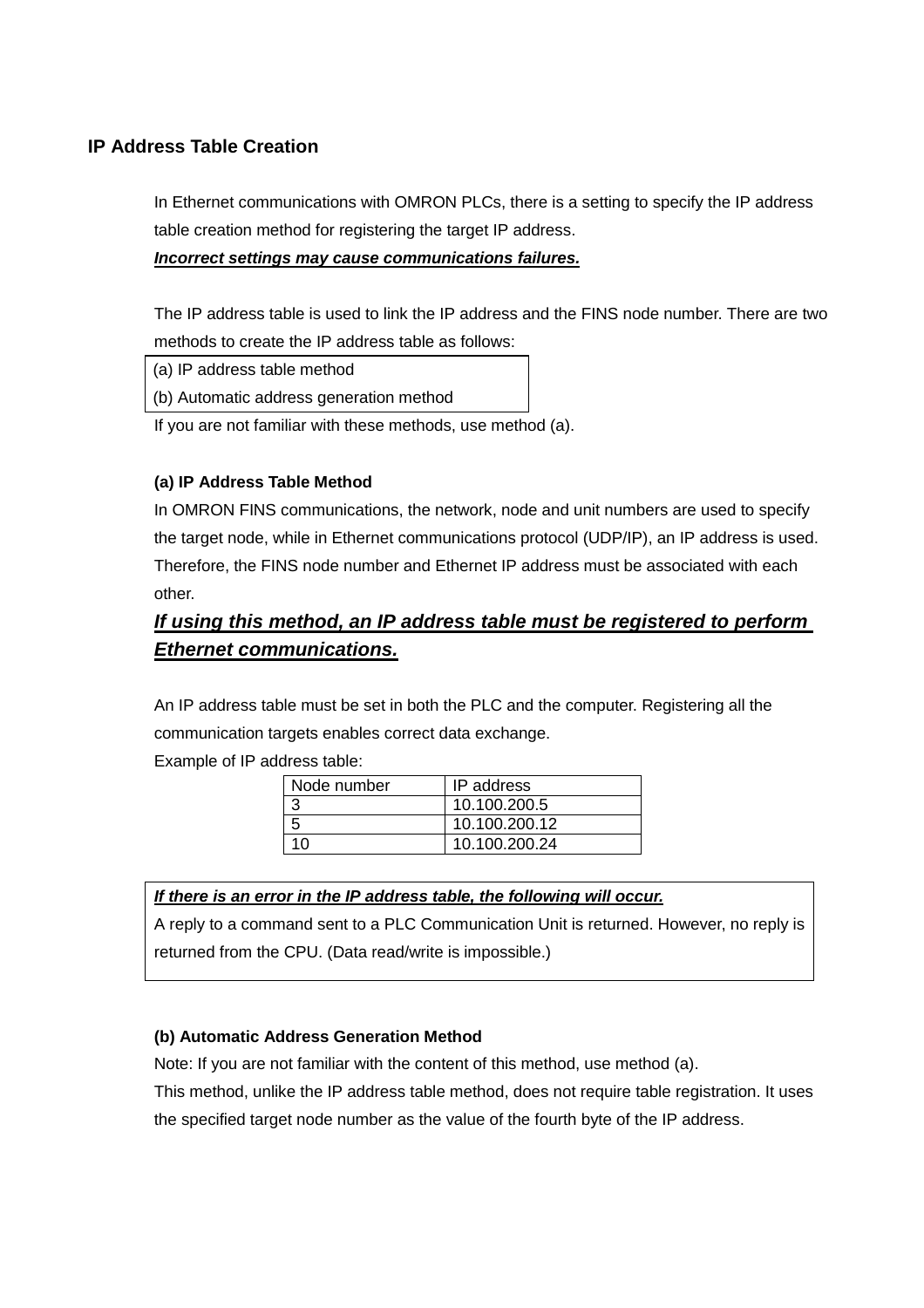## IP Address Table Creation

In Ethernet communications with OMRON PLCs, there is a setting to specify the IP address table creation method for registering the target IP address.

***Incorrect settings may cause communications failures.***

The IP address table is used to link the IP address and the FINS node number. There are two methods to create the IP address table as follows:

(a) IP address table method
(b) Automatic address generation method

If you are not familiar with these methods, use method (a).

### (a) IP Address Table Method

In OMRON FINS communications, the network, node and unit numbers are used to specify the target node, while in Ethernet communications protocol (UDP/IP), an IP address is used. Therefore, the FINS node number and Ethernet IP address must be associated with each other.

***If using this method, an IP address table must be registered to perform Ethernet communications.***

An IP address table must be set in both the PLC and the computer. Registering all the communication targets enables correct data exchange.

Example of IP address table:

| Node number | IP address |
|---|---|
| 3 | 10.100.200.5 |
| 5 | 10.100.200.12 |
| 10 | 10.100.200.24 |

***If there is an error in the IP address table, the following will occur.***

A reply to a command sent to a PLC Communication Unit is returned. However, no reply is returned from the CPU. (Data read/write is impossible.)

### (b) Automatic Address Generation Method

Note: If you are not familiar with the content of this method, use method (a).

This method, unlike the IP address table method, does not require table registration. It uses the specified target node number as the value of the fourth byte of the IP address.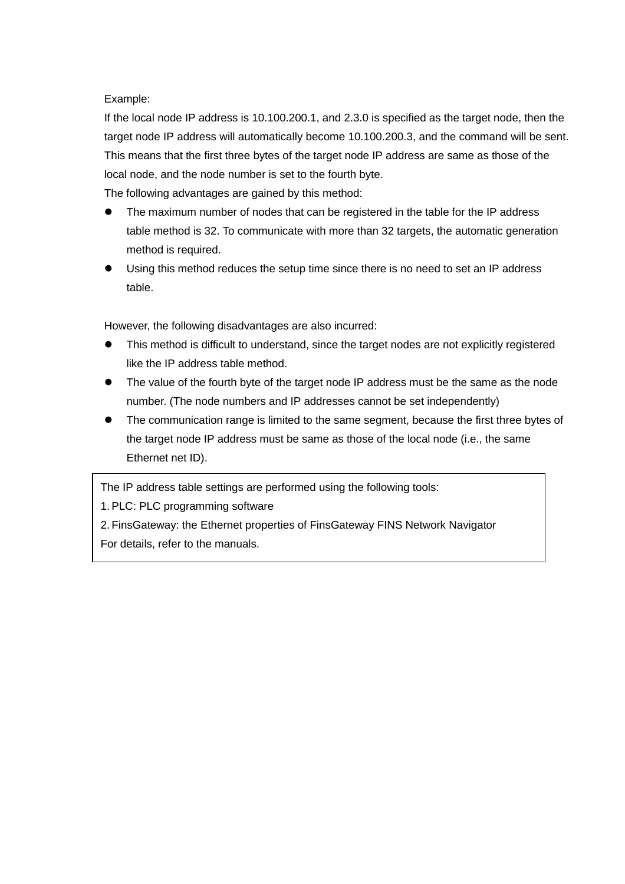Example:

If the local node IP address is 10.100.200.1, and 2.3.0 is specified as the target node, then the target node IP address will automatically become 10.100.200.3, and the command will be sent. This means that the first three bytes of the target node IP address are same as those of the local node, and the node number is set to the fourth byte.

The following advantages are gained by this method:

- The maximum number of nodes that can be registered in the table for the IP address table method is 32. To communicate with more than 32 targets, the automatic generation method is required.
- Using this method reduces the setup time since there is no need to set an IP address table.

However, the following disadvantages are also incurred:

- This method is difficult to understand, since the target nodes are not explicitly registered like the IP address table method.
- The value of the fourth byte of the target node IP address must be the same as the node number. (The node numbers and IP addresses cannot be set independently)
- The communication range is limited to the same segment, because the first three bytes of the target node IP address must be same as those of the local node (i.e., the same Ethernet net ID).

> The IP address table settings are performed using the following tools:
> 1. PLC: PLC programming software
> 2. FinsGateway: the Ethernet properties of FinsGateway FINS Network Navigator
>
> For details, refer to the manuals.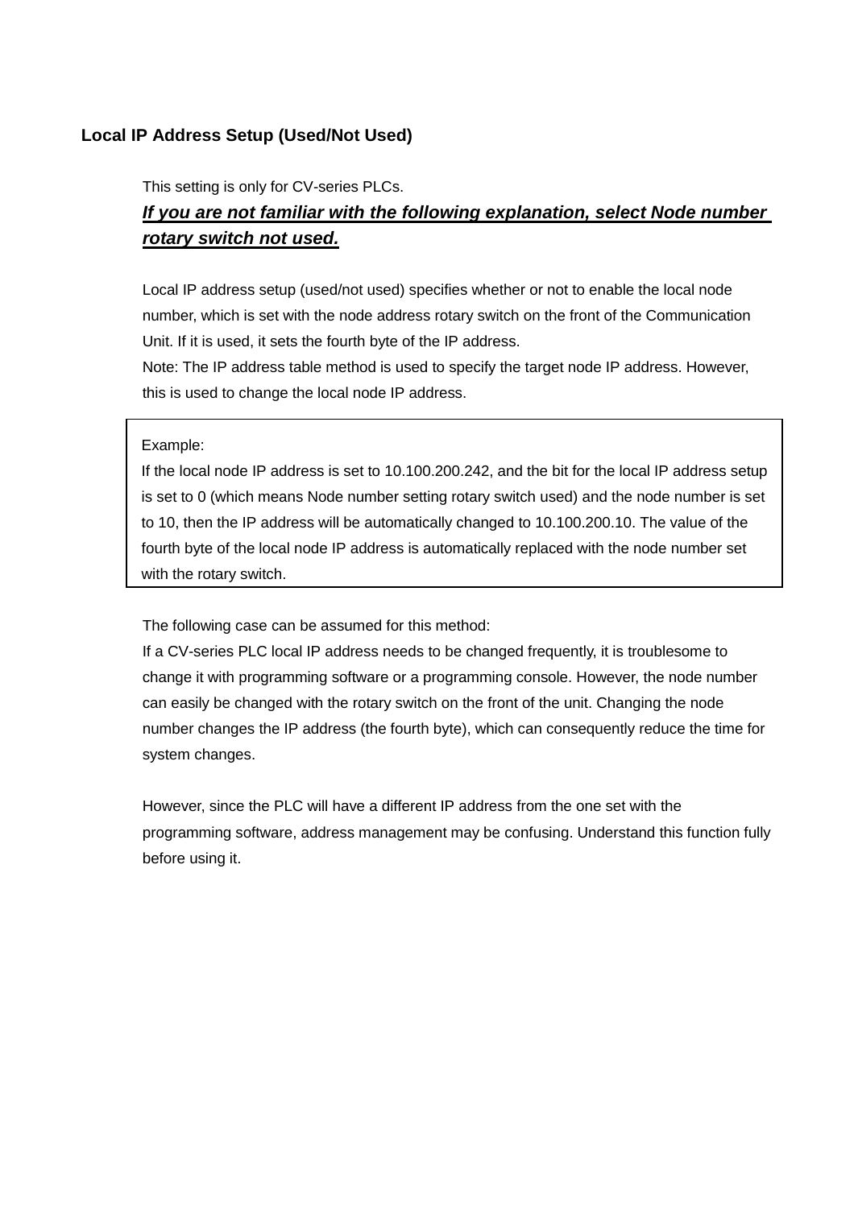## Local IP Address Setup (Used/Not Used)

This setting is only for CV-series PLCs.

***If you are not familiar with the following explanation, select Node number rotary switch not used.***

Local IP address setup (used/not used) specifies whether or not to enable the local node number, which is set with the node address rotary switch on the front of the Communication Unit. If it is used, it sets the fourth byte of the IP address.

Note: The IP address table method is used to specify the target node IP address. However, this is used to change the local node IP address.

> Example:
> If the local node IP address is set to 10.100.200.242, and the bit for the local IP address setup is set to 0 (which means Node number setting rotary switch used) and the node number is set to 10, then the IP address will be automatically changed to 10.100.200.10. The value of the fourth byte of the local node IP address is automatically replaced with the node number set with the rotary switch.

The following case can be assumed for this method:

If a CV-series PLC local IP address needs to be changed frequently, it is troublesome to change it with programming software or a programming console. However, the node number can easily be changed with the rotary switch on the front of the unit. Changing the node number changes the IP address (the fourth byte), which can consequently reduce the time for system changes.

However, since the PLC will have a different IP address from the one set with the programming software, address management may be confusing. Understand this function fully before using it.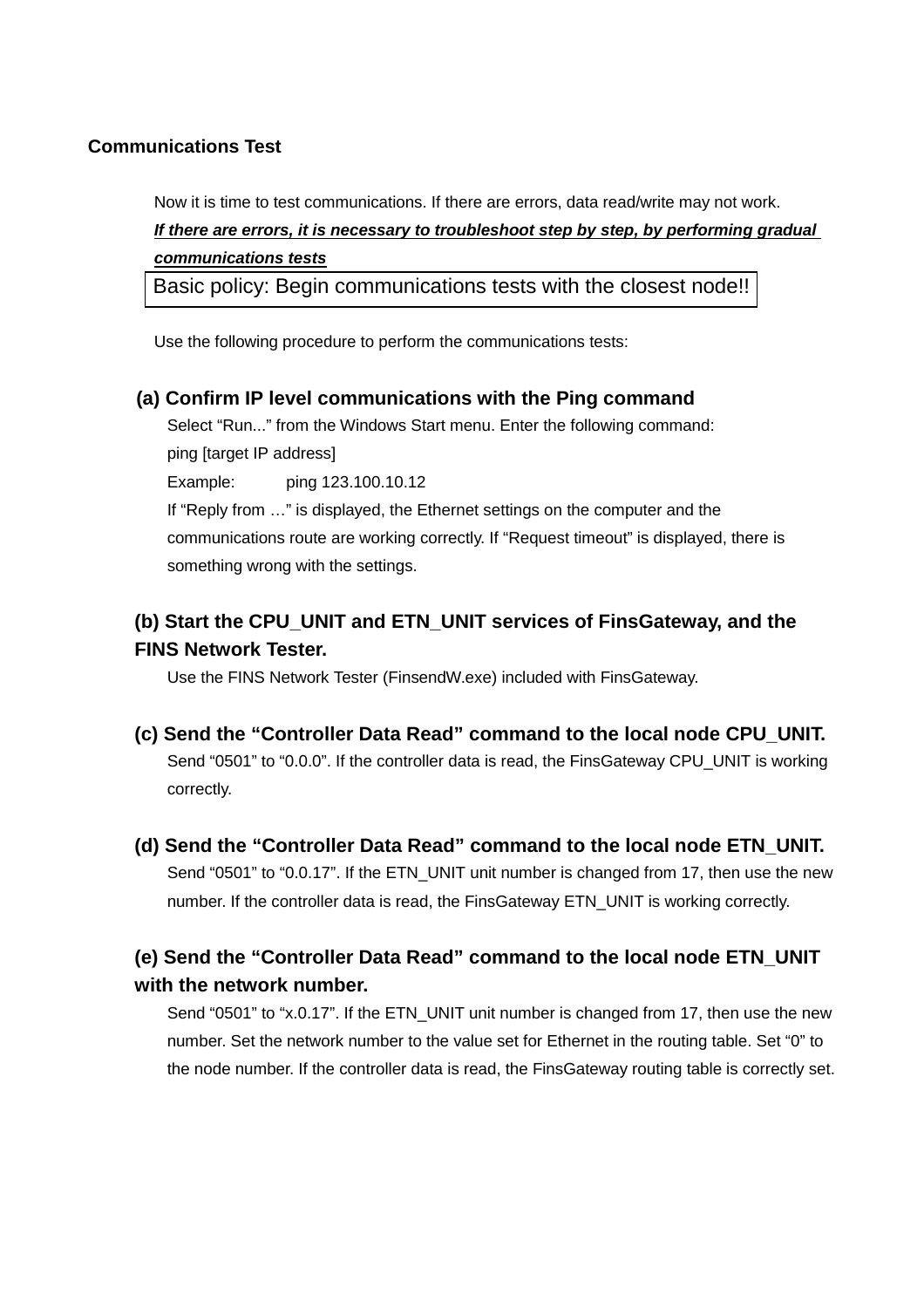## Communications Test

Now it is time to test communications. If there are errors, data read/write may not work.

***If there are errors, it is necessary to troubleshoot step by step, by performing gradual communications tests***

> Basic policy: Begin communications tests with the closest node!!

Use the following procedure to perform the communications tests:

### (a) Confirm IP level communications with the Ping command

Select “Run...” from the Windows Start menu. Enter the following command:

ping [target IP address]

Example: ping 123.100.10.12

If “Reply from …” is displayed, the Ethernet settings on the computer and the communications route are working correctly. If “Request timeout” is displayed, there is something wrong with the settings.

### (b) Start the CPU_UNIT and ETN_UNIT services of FinsGateway, and the FINS Network Tester.

Use the FINS Network Tester (FinsendW.exe) included with FinsGateway.

### (c) Send the “Controller Data Read” command to the local node CPU_UNIT.

Send “0501” to “0.0.0”. If the controller data is read, the FinsGateway CPU_UNIT is working correctly.

### (d) Send the “Controller Data Read” command to the local node ETN_UNIT.

Send “0501” to “0.0.17”. If the ETN_UNIT unit number is changed from 17, then use the new number. If the controller data is read, the FinsGateway ETN_UNIT is working correctly.

### (e) Send the “Controller Data Read” command to the local node ETN_UNIT with the network number.

Send “0501” to “x.0.17”. If the ETN_UNIT unit number is changed from 17, then use the new number. Set the network number to the value set for Ethernet in the routing table. Set “0” to the node number. If the controller data is read, the FinsGateway routing table is correctly set.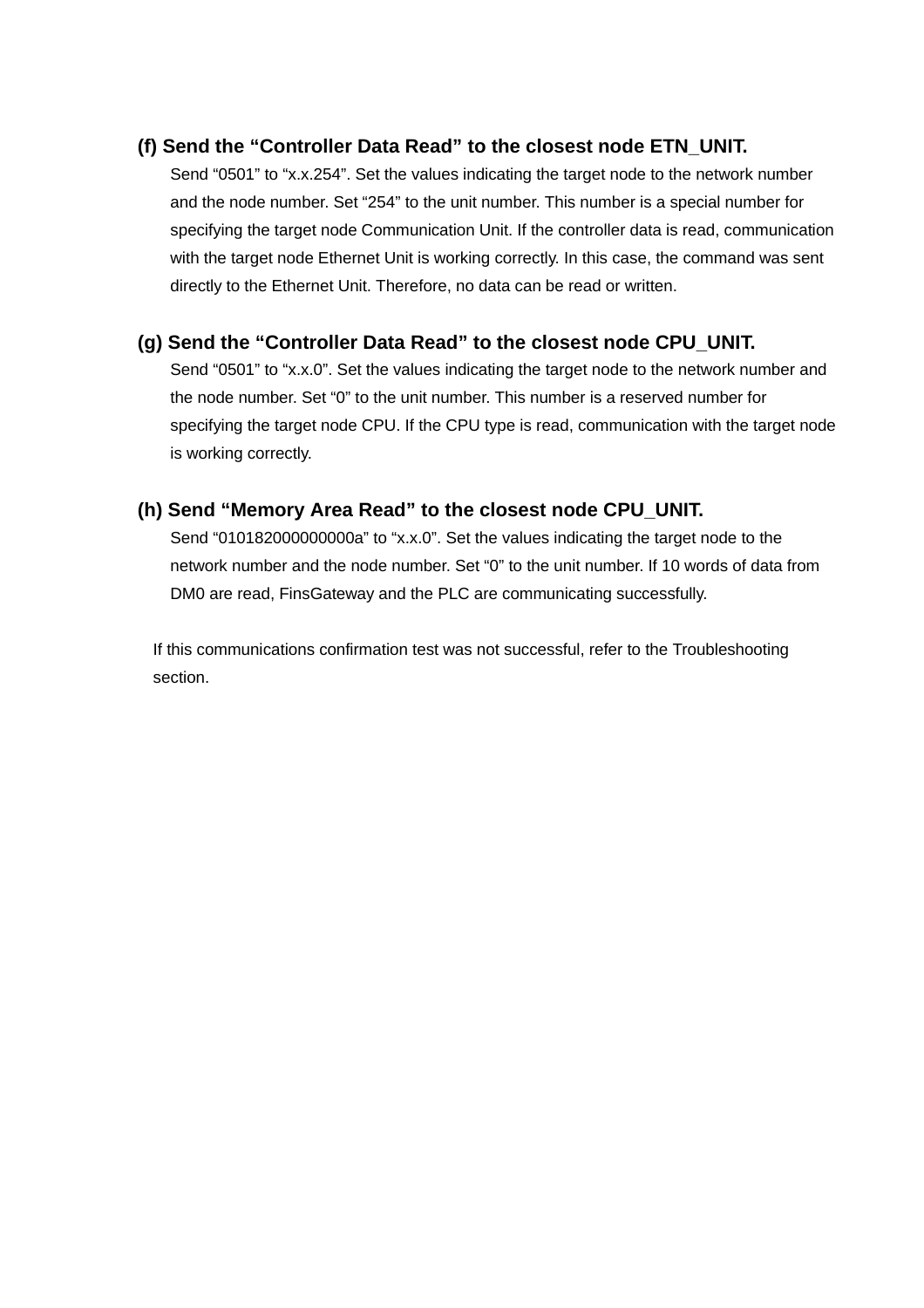### (f) Send the "Controller Data Read" to the closest node ETN_UNIT.

Send "0501" to "x.x.254". Set the values indicating the target node to the network number and the node number. Set "254" to the unit number. This number is a special number for specifying the target node Communication Unit. If the controller data is read, communication with the target node Ethernet Unit is working correctly. In this case, the command was sent directly to the Ethernet Unit. Therefore, no data can be read or written.

### (g) Send the "Controller Data Read" to the closest node CPU_UNIT.

Send "0501" to "x.x.0". Set the values indicating the target node to the network number and the node number. Set "0" to the unit number. This number is a reserved number for specifying the target node CPU. If the CPU type is read, communication with the target node is working correctly.

### (h) Send "Memory Area Read" to the closest node CPU_UNIT.

Send "010182000000000a" to "x.x.0". Set the values indicating the target node to the network number and the node number. Set "0" to the unit number. If 10 words of data from DM0 are read, FinsGateway and the PLC are communicating successfully.

If this communications confirmation test was not successful, refer to the Troubleshooting section.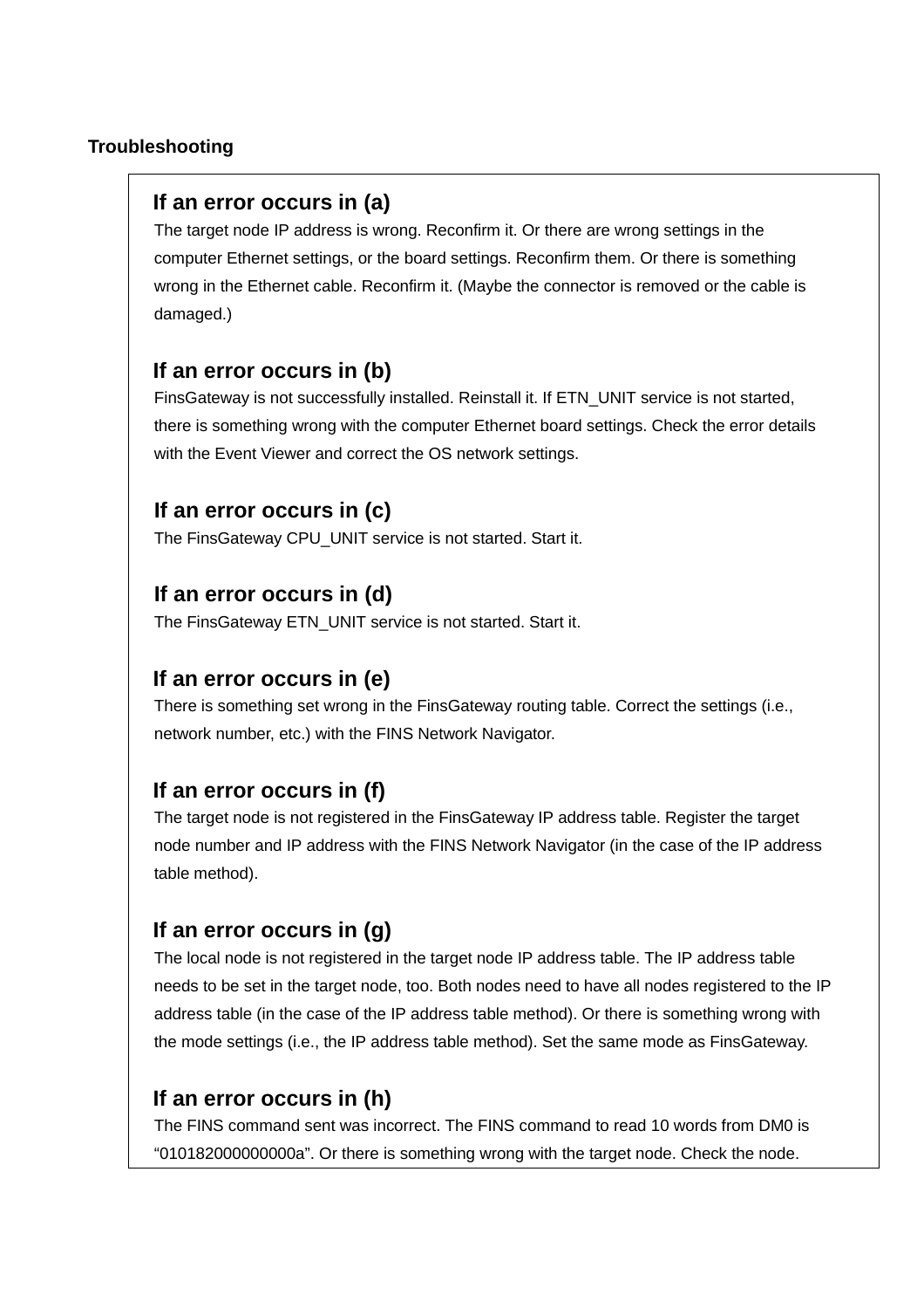## Troubleshooting

### If an error occurs in (a)

The target node IP address is wrong. Reconfirm it. Or there are wrong settings in the computer Ethernet settings, or the board settings. Reconfirm them. Or there is something wrong in the Ethernet cable. Reconfirm it. (Maybe the connector is removed or the cable is damaged.)

### If an error occurs in (b)

FinsGateway is not successfully installed. Reinstall it. If ETN_UNIT service is not started, there is something wrong with the computer Ethernet board settings. Check the error details with the Event Viewer and correct the OS network settings.

### If an error occurs in (c)

The FinsGateway CPU_UNIT service is not started. Start it.

### If an error occurs in (d)

The FinsGateway ETN_UNIT service is not started. Start it.

### If an error occurs in (e)

There is something set wrong in the FinsGateway routing table. Correct the settings (i.e., network number, etc.) with the FINS Network Navigator.

### If an error occurs in (f)

The target node is not registered in the FinsGateway IP address table. Register the target node number and IP address with the FINS Network Navigator (in the case of the IP address table method).

### If an error occurs in (g)

The local node is not registered in the target node IP address table. The IP address table needs to be set in the target node, too. Both nodes need to have all nodes registered to the IP address table (in the case of the IP address table method). Or there is something wrong with the mode settings (i.e., the IP address table method). Set the same mode as FinsGateway.

### If an error occurs in (h)

The FINS command sent was incorrect. The FINS command to read 10 words from DM0 is “010182000000000a”. Or there is something wrong with the target node. Check the node.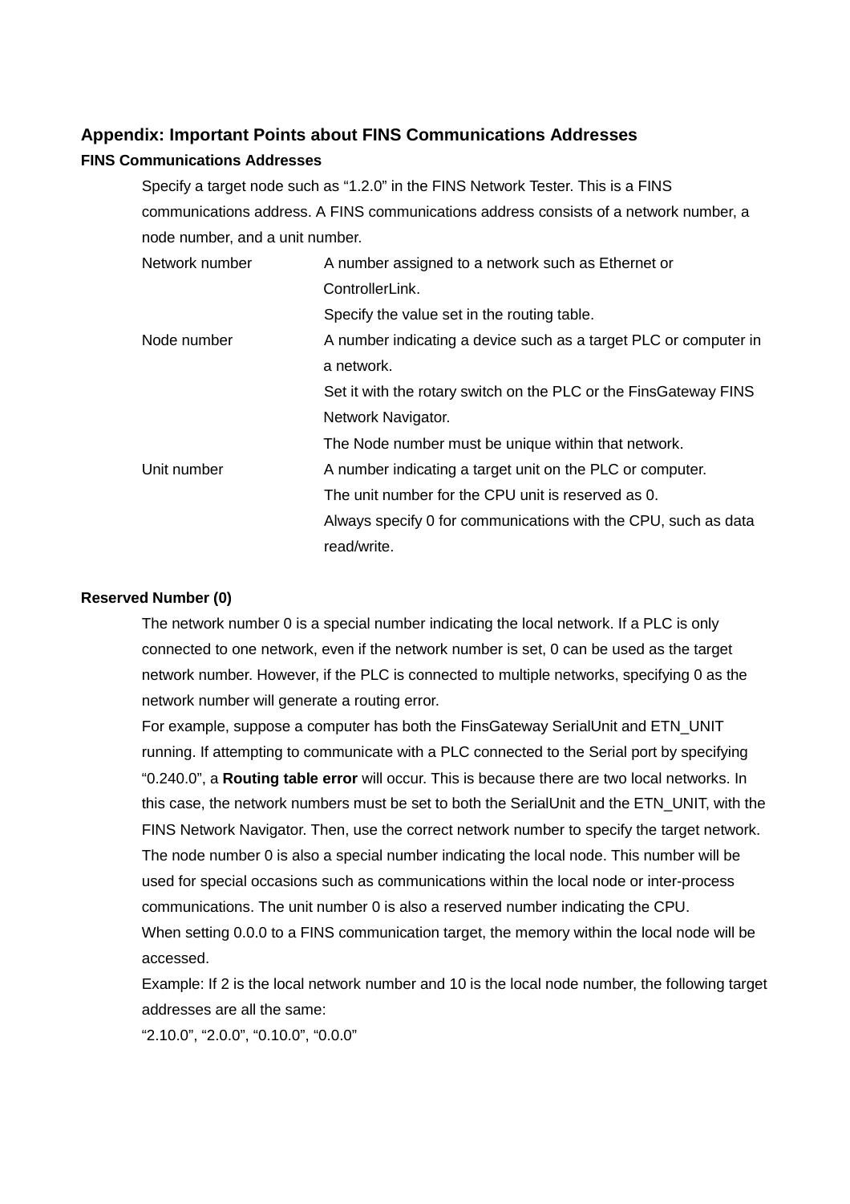## Appendix: Important Points about FINS Communications Addresses

### FINS Communications Addresses

Specify a target node such as “1.2.0” in the FINS Network Tester. This is a FINS communications address. A FINS communications address consists of a network number, a node number, and a unit number.

| | |
|---|---|
| Network number | A number assigned to a network such as Ethernet or ControllerLink.<br>Specify the value set in the routing table. |
| Node number | A number indicating a device such as a target PLC or computer in a network.<br>Set it with the rotary switch on the PLC or the FinsGateway FINS Network Navigator.<br>The Node number must be unique within that network. |
| Unit number | A number indicating a target unit on the PLC or computer.<br>The unit number for the CPU unit is reserved as 0.<br>Always specify 0 for communications with the CPU, such as data read/write. |

### Reserved Number (0)

The network number 0 is a special number indicating the local network. If a PLC is only connected to one network, even if the network number is set, 0 can be used as the target network number. However, if the PLC is connected to multiple networks, specifying 0 as the network number will generate a routing error.

For example, suppose a computer has both the FinsGateway SerialUnit and ETN_UNIT running. If attempting to communicate with a PLC connected to the Serial port by specifying “0.240.0”, a **Routing table error** will occur. This is because there are two local networks. In this case, the network numbers must be set to both the SerialUnit and the ETN_UNIT, with the FINS Network Navigator. Then, use the correct network number to specify the target network.

The node number 0 is also a special number indicating the local node. This number will be used for special occasions such as communications within the local node or inter-process communications. The unit number 0 is also a reserved number indicating the CPU.

When setting 0.0.0 to a FINS communication target, the memory within the local node will be accessed.

Example: If 2 is the local network number and 10 is the local node number, the following target addresses are all the same:

“2.10.0”, “2.0.0”, “0.10.0”, “0.0.0”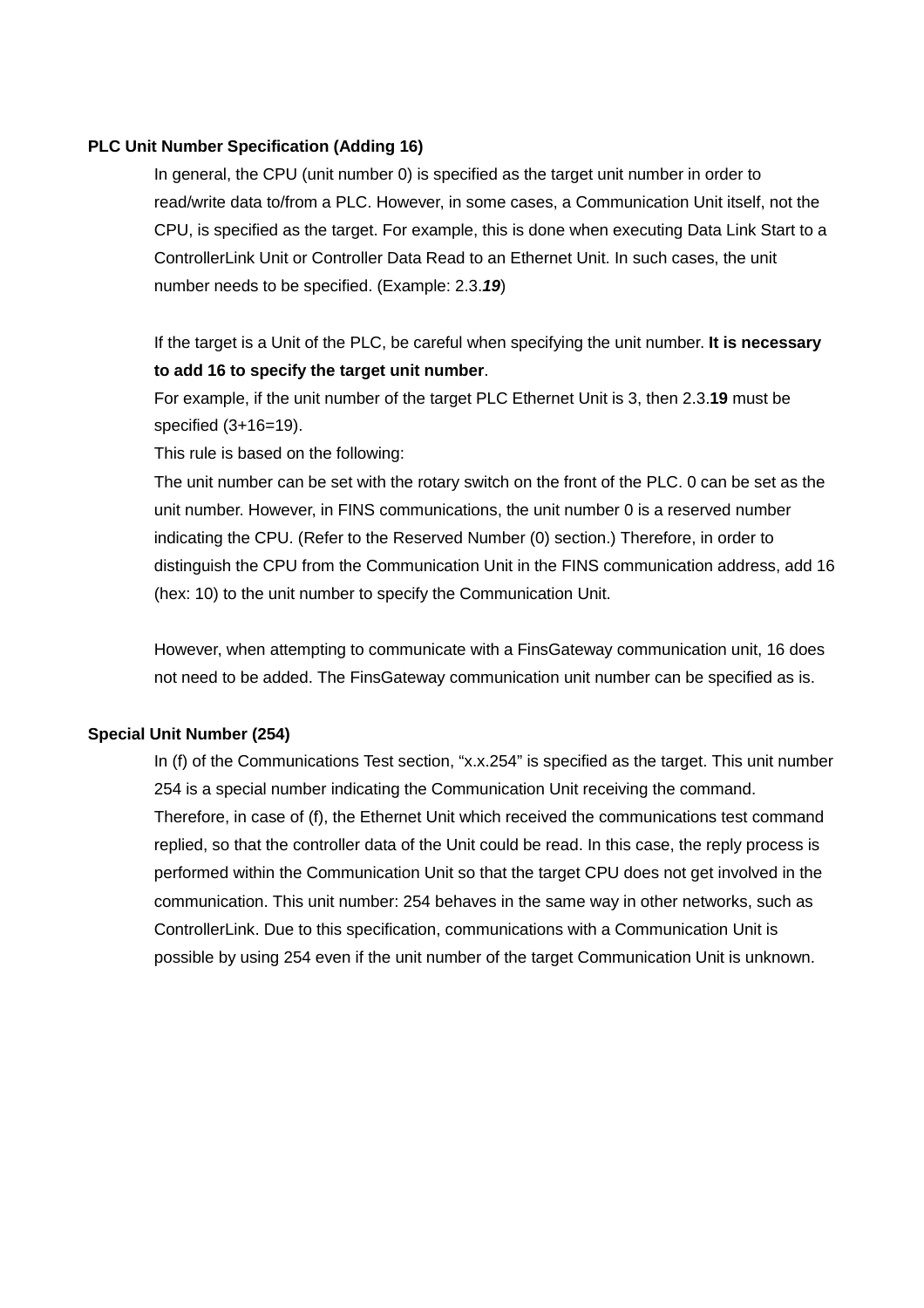**PLC Unit Number Specification (Adding 16)**

In general, the CPU (unit number 0) is specified as the target unit number in order to read/write data to/from a PLC. However, in some cases, a Communication Unit itself, not the CPU, is specified as the target. For example, this is done when executing Data Link Start to a ControllerLink Unit or Controller Data Read to an Ethernet Unit. In such cases, the unit number needs to be specified. (Example: 2.3.***19***)

If the target is a Unit of the PLC, be careful when specifying the unit number. **It is necessary to add 16 to specify the target unit number**.

For example, if the unit number of the target PLC Ethernet Unit is 3, then 2.3.**19** must be specified (3+16=19).

This rule is based on the following:

The unit number can be set with the rotary switch on the front of the PLC. 0 can be set as the unit number. However, in FINS communications, the unit number 0 is a reserved number indicating the CPU. (Refer to the Reserved Number (0) section.) Therefore, in order to distinguish the CPU from the Communication Unit in the FINS communication address, add 16 (hex: 10) to the unit number to specify the Communication Unit.

However, when attempting to communicate with a FinsGateway communication unit, 16 does not need to be added. The FinsGateway communication unit number can be specified as is.

**Special Unit Number (254)**

In (f) of the Communications Test section, “x.x.254” is specified as the target. This unit number 254 is a special number indicating the Communication Unit receiving the command. Therefore, in case of (f), the Ethernet Unit which received the communications test command replied, so that the controller data of the Unit could be read. In this case, the reply process is performed within the Communication Unit so that the target CPU does not get involved in the communication. This unit number: 254 behaves in the same way in other networks, such as ControllerLink. Due to this specification, communications with a Communication Unit is possible by using 254 even if the unit number of the target Communication Unit is unknown.